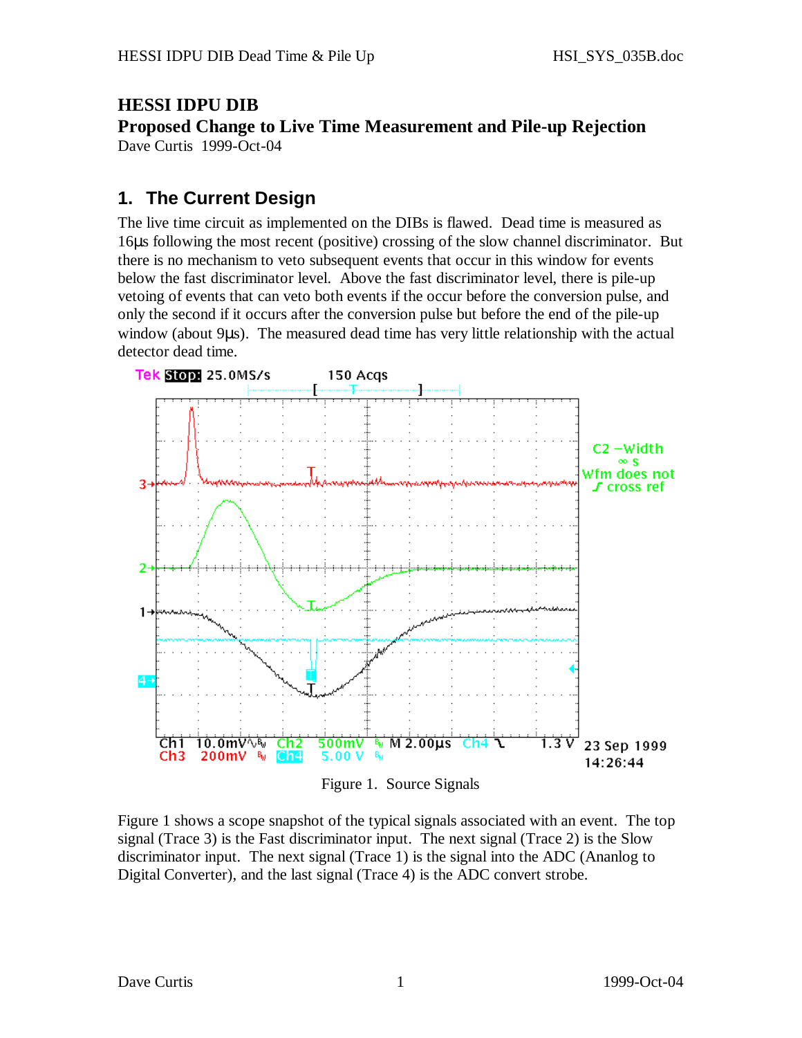# HESSI IDPU DIB

## Proposed Change to Live Time Measurement and Pile-up Rejection

Dave Curtis 1999-Oct-04

## 1. The Current Design

The live time circuit as implemented on the DIBs is flawed. Dead time is measured as 16µs following the most recent (positive) crossing of the slow channel discriminator. But there is no mechanism to veto subsequent events that occur in this window for events below the fast discriminator level. Above the fast discriminator level, there is pile-up vetoing of events that can veto both events if the occur before the conversion pulse, and only the second if it occurs after the conversion pulse but before the end of the pile-up window (about 9µs). The measured dead time has very little relationship with the actual detector dead time.

Figure 1. Source Signals

Figure 1 shows a scope snapshot of the typical signals associated with an event. The top signal (Trace 3) is the Fast discriminator input. The next signal (Trace 2) is the Slow discriminator input. The next signal (Trace 1) is the signal into the ADC (Ananlog to Digital Converter), and the last signal (Trace 4) is the ADC convert strobe.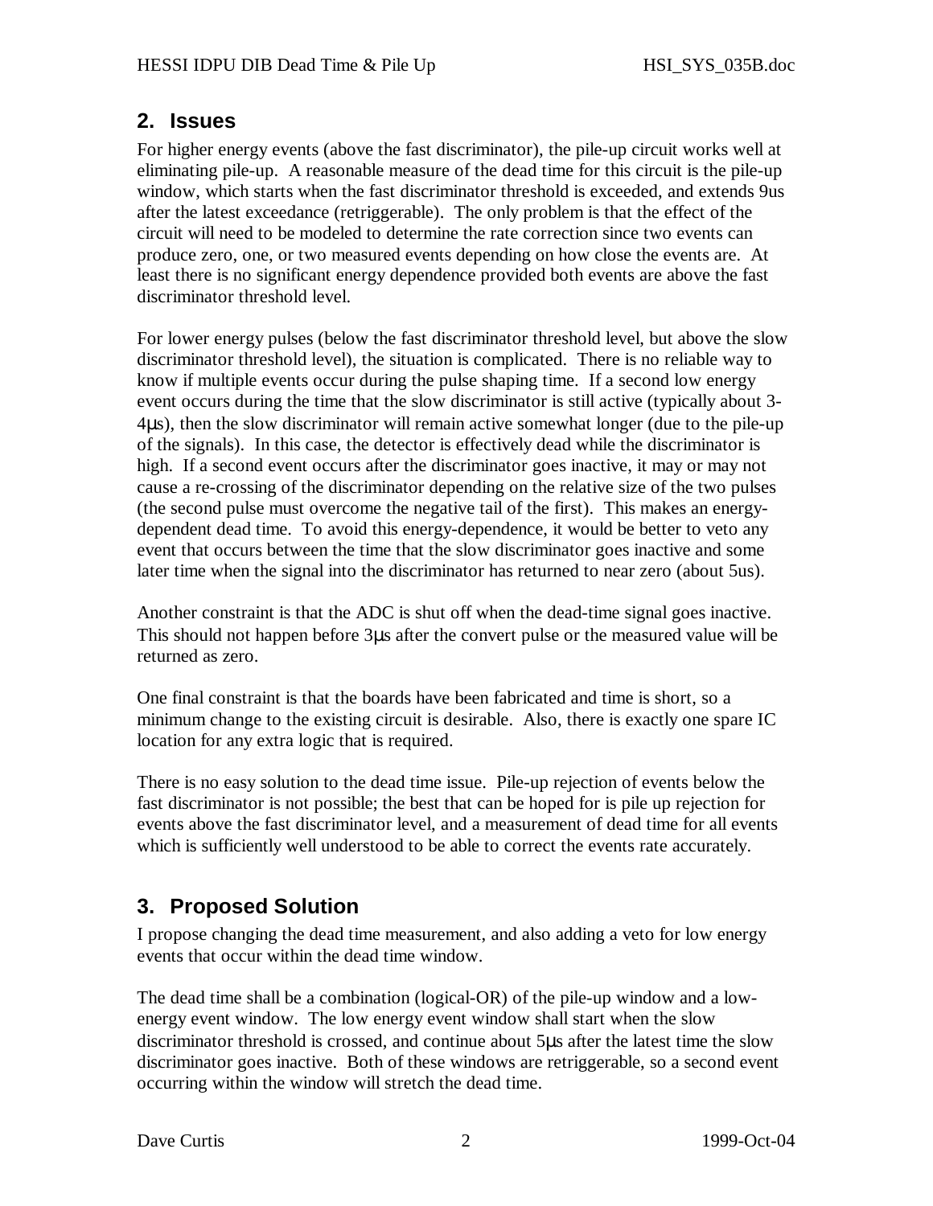## 2. Issues

For higher energy events (above the fast discriminator), the pile-up circuit works well at eliminating pile-up. A reasonable measure of the dead time for this circuit is the pile-up window, which starts when the fast discriminator threshold is exceeded, and extends 9us after the latest exceedance (retriggerable). The only problem is that the effect of the circuit will need to be modeled to determine the rate correction since two events can produce zero, one, or two measured events depending on how close the events are. At least there is no significant energy dependence provided both events are above the fast discriminator threshold level.

For lower energy pulses (below the fast discriminator threshold level, but above the slow discriminator threshold level), the situation is complicated. There is no reliable way to know if multiple events occur during the pulse shaping time. If a second low energy event occurs during the time that the slow discriminator is still active (typically about 3-4μs), then the slow discriminator will remain active somewhat longer (due to the pile-up of the signals). In this case, the detector is effectively dead while the discriminator is high. If a second event occurs after the discriminator goes inactive, it may or may not cause a re-crossing of the discriminator depending on the relative size of the two pulses (the second pulse must overcome the negative tail of the first). This makes an energy-dependent dead time. To avoid this energy-dependence, it would be better to veto any event that occurs between the time that the slow discriminator goes inactive and some later time when the signal into the discriminator has returned to near zero (about 5us).

Another constraint is that the ADC is shut off when the dead-time signal goes inactive. This should not happen before 3μs after the convert pulse or the measured value will be returned as zero.

One final constraint is that the boards have been fabricated and time is short, so a minimum change to the existing circuit is desirable. Also, there is exactly one spare IC location for any extra logic that is required.

There is no easy solution to the dead time issue. Pile-up rejection of events below the fast discriminator is not possible; the best that can be hoped for is pile up rejection for events above the fast discriminator level, and a measurement of dead time for all events which is sufficiently well understood to be able to correct the events rate accurately.

## 3. Proposed Solution

I propose changing the dead time measurement, and also adding a veto for low energy events that occur within the dead time window.

The dead time shall be a combination (logical-OR) of the pile-up window and a low-energy event window. The low energy event window shall start when the slow discriminator threshold is crossed, and continue about 5μs after the latest time the slow discriminator goes inactive. Both of these windows are retriggerable, so a second event occurring within the window will stretch the dead time.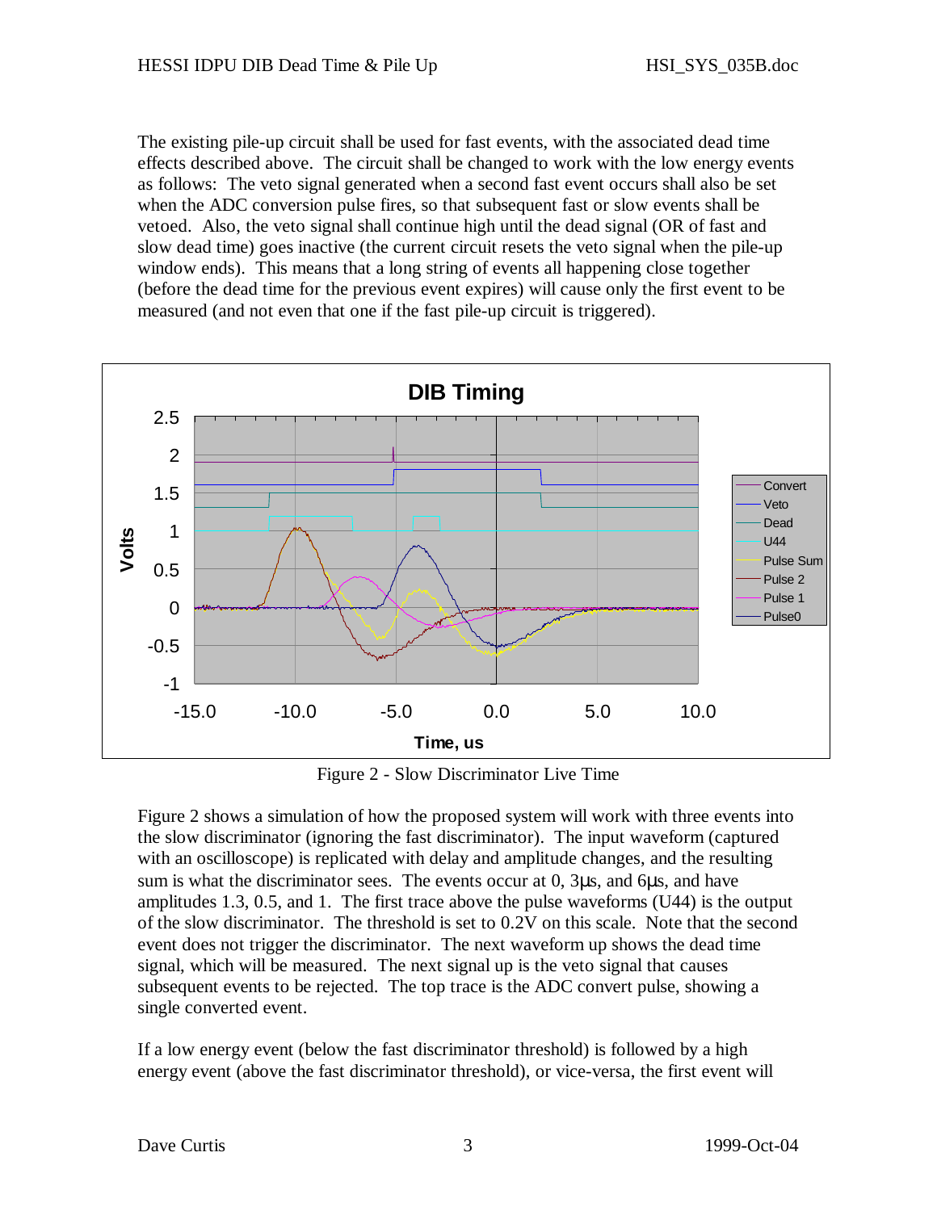The existing pile-up circuit shall be used for fast events, with the associated dead time effects described above. The circuit shall be changed to work with the low energy events as follows: The veto signal generated when a second fast event occurs shall also be set when the ADC conversion pulse fires, so that subsequent fast or slow events shall be vetoed. Also, the veto signal shall continue high until the dead signal (OR of fast and slow dead time) goes inactive (the current circuit resets the veto signal when the pile-up window ends). This means that a long string of events all happening close together (before the dead time for the previous event expires) will cause only the first event to be measured (and not even that one if the fast pile-up circuit is triggered).

Figure 2 - Slow Discriminator Live Time

Figure 2 shows a simulation of how the proposed system will work with three events into the slow discriminator (ignoring the fast discriminator). The input waveform (captured with an oscilloscope) is replicated with delay and amplitude changes, and the resulting sum is what the discriminator sees. The events occur at 0, 3μs, and 6μs, and have amplitudes 1.3, 0.5, and 1. The first trace above the pulse waveforms (U44) is the output of the slow discriminator. The threshold is set to 0.2V on this scale. Note that the second event does not trigger the discriminator. The next waveform up shows the dead time signal, which will be measured. The next signal up is the veto signal that causes subsequent events to be rejected. The top trace is the ADC convert pulse, showing a single converted event.

If a low energy event (below the fast discriminator threshold) is followed by a high energy event (above the fast discriminator threshold), or vice-versa, the first event will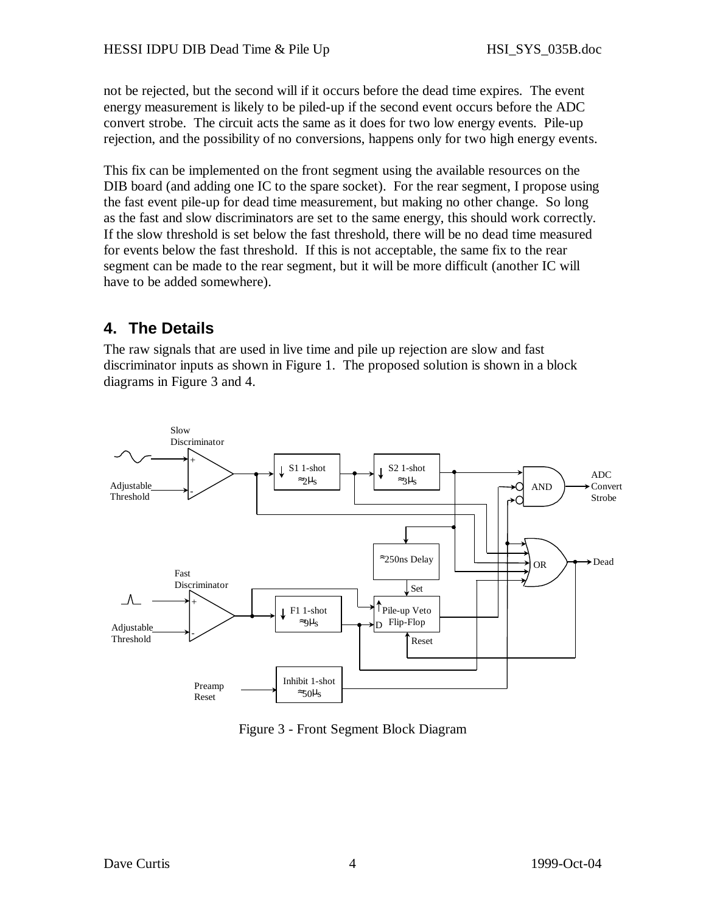not be rejected, but the second will if it occurs before the dead time expires. The event energy measurement is likely to be piled-up if the second event occurs before the ADC convert strobe. The circuit acts the same as it does for two low energy events. Pile-up rejection, and the possibility of no conversions, happens only for two high energy events.

This fix can be implemented on the front segment using the available resources on the DIB board (and adding one IC to the spare socket). For the rear segment, I propose using the fast event pile-up for dead time measurement, but making no other change. So long as the fast and slow discriminators are set to the same energy, this should work correctly. If the slow threshold is set below the fast threshold, there will be no dead time measured for events below the fast threshold. If this is not acceptable, the same fix to the rear segment can be made to the rear segment, but it will be more difficult (another IC will have to be added somewhere).

## 4. The Details

The raw signals that are used in live time and pile up rejection are slow and fast discriminator inputs as shown in Figure 1. The proposed solution is shown in a block diagrams in Figure 3 and 4.

Figure 3 - Front Segment Block Diagram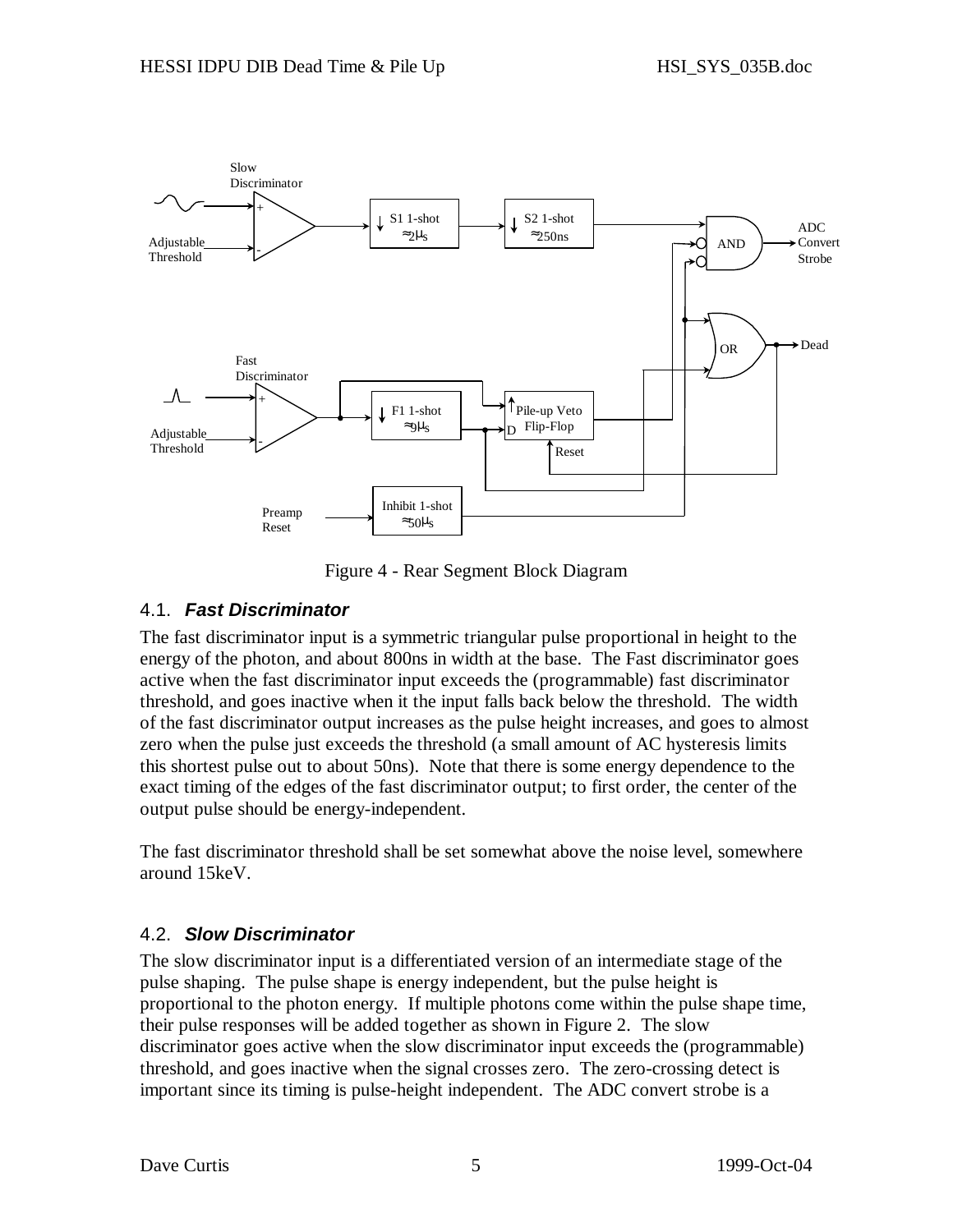Figure 4 - Rear Segment Block Diagram

### 4.1. *Fast Discriminator*

The fast discriminator input is a symmetric triangular pulse proportional in height to the energy of the photon, and about 800ns in width at the base. The Fast discriminator goes active when the fast discriminator input exceeds the (programmable) fast discriminator threshold, and goes inactive when it the input falls back below the threshold. The width of the fast discriminator output increases as the pulse height increases, and goes to almost zero when the pulse just exceeds the threshold (a small amount of AC hysteresis limits this shortest pulse out to about 50ns). Note that there is some energy dependence to the exact timing of the edges of the fast discriminator output; to first order, the center of the output pulse should be energy-independent.

The fast discriminator threshold shall be set somewhat above the noise level, somewhere around 15keV.

### 4.2. *Slow Discriminator*

The slow discriminator input is a differentiated version of an intermediate stage of the pulse shaping. The pulse shape is energy independent, but the pulse height is proportional to the photon energy. If multiple photons come within the pulse shape time, their pulse responses will be added together as shown in Figure 2. The slow discriminator goes active when the slow discriminator input exceeds the (programmable) threshold, and goes inactive when the signal crosses zero. The zero-crossing detect is important since its timing is pulse-height independent. The ADC convert strobe is a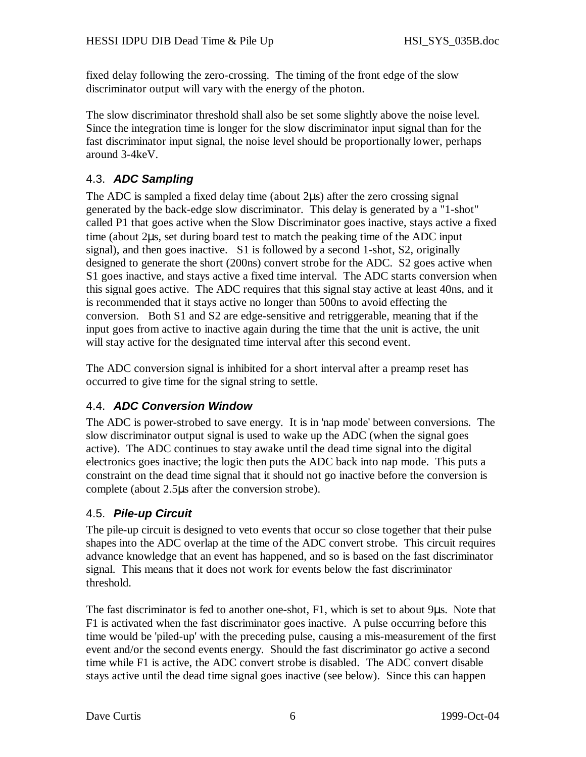fixed delay following the zero-crossing. The timing of the front edge of the slow discriminator output will vary with the energy of the photon.

The slow discriminator threshold shall also be set some slightly above the noise level. Since the integration time is longer for the slow discriminator input signal than for the fast discriminator input signal, the noise level should be proportionally lower, perhaps around 3-4keV.

## 4.3. *ADC Sampling*

The ADC is sampled a fixed delay time (about 2µs) after the zero crossing signal generated by the back-edge slow discriminator. This delay is generated by a "1-shot" called P1 that goes active when the Slow Discriminator goes inactive, stays active a fixed time (about 2µs, set during board test to match the peaking time of the ADC input signal), and then goes inactive. S1 is followed by a second 1-shot, S2, originally designed to generate the short (200ns) convert strobe for the ADC. S2 goes active when S1 goes inactive, and stays active a fixed time interval. The ADC starts conversion when this signal goes active. The ADC requires that this signal stay active at least 40ns, and it is recommended that it stays active no longer than 500ns to avoid effecting the conversion. Both S1 and S2 are edge-sensitive and retriggerable, meaning that if the input goes from active to inactive again during the time that the unit is active, the unit will stay active for the designated time interval after this second event.

The ADC conversion signal is inhibited for a short interval after a preamp reset has occurred to give time for the signal string to settle.

## 4.4. *ADC Conversion Window*

The ADC is power-strobed to save energy. It is in 'nap mode' between conversions. The slow discriminator output signal is used to wake up the ADC (when the signal goes active). The ADC continues to stay awake until the dead time signal into the digital electronics goes inactive; the logic then puts the ADC back into nap mode. This puts a constraint on the dead time signal that it should not go inactive before the conversion is complete (about 2.5µs after the conversion strobe).

## 4.5. *Pile-up Circuit*

The pile-up circuit is designed to veto events that occur so close together that their pulse shapes into the ADC overlap at the time of the ADC convert strobe. This circuit requires advance knowledge that an event has happened, and so is based on the fast discriminator signal. This means that it does not work for events below the fast discriminator threshold.

The fast discriminator is fed to another one-shot, F1, which is set to about 9µs. Note that F1 is activated when the fast discriminator goes inactive. A pulse occurring before this time would be 'piled-up' with the preceding pulse, causing a mis-measurement of the first event and/or the second events energy. Should the fast discriminator go active a second time while F1 is active, the ADC convert strobe is disabled. The ADC convert disable stays active until the dead time signal goes inactive (see below). Since this can happen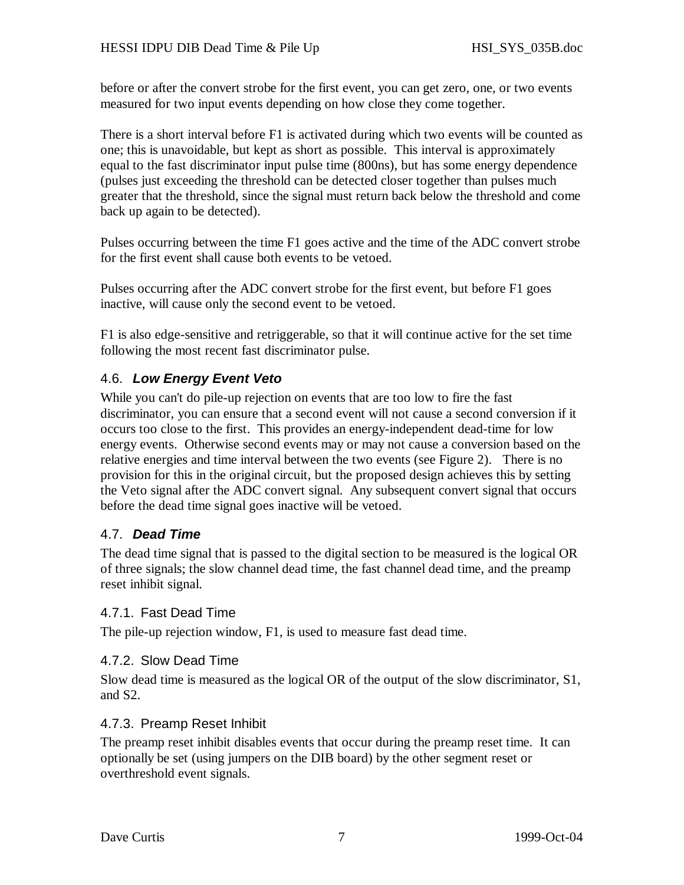before or after the convert strobe for the first event, you can get zero, one, or two events measured for two input events depending on how close they come together.

There is a short interval before F1 is activated during which two events will be counted as one; this is unavoidable, but kept as short as possible. This interval is approximately equal to the fast discriminator input pulse time (800ns), but has some energy dependence (pulses just exceeding the threshold can be detected closer together than pulses much greater that the threshold, since the signal must return back below the threshold and come back up again to be detected).

Pulses occurring between the time F1 goes active and the time of the ADC convert strobe for the first event shall cause both events to be vetoed.

Pulses occurring after the ADC convert strobe for the first event, but before F1 goes inactive, will cause only the second event to be vetoed.

F1 is also edge-sensitive and retriggerable, so that it will continue active for the set time following the most recent fast discriminator pulse.

## 4.6. ***Low Energy Event Veto***

While you can't do pile-up rejection on events that are too low to fire the fast discriminator, you can ensure that a second event will not cause a second conversion if it occurs too close to the first. This provides an energy-independent dead-time for low energy events. Otherwise second events may or may not cause a conversion based on the relative energies and time interval between the two events (see Figure 2). There is no provision for this in the original circuit, but the proposed design achieves this by setting the Veto signal after the ADC convert signal. Any subsequent convert signal that occurs before the dead time signal goes inactive will be vetoed.

## 4.7. ***Dead Time***

The dead time signal that is passed to the digital section to be measured is the logical OR of three signals; the slow channel dead time, the fast channel dead time, and the preamp reset inhibit signal.

### 4.7.1. Fast Dead Time

The pile-up rejection window, F1, is used to measure fast dead time.

### 4.7.2. Slow Dead Time

Slow dead time is measured as the logical OR of the output of the slow discriminator, S1, and S2.

### 4.7.3. Preamp Reset Inhibit

The preamp reset inhibit disables events that occur during the preamp reset time. It can optionally be set (using jumpers on the DIB board) by the other segment reset or overthreshold event signals.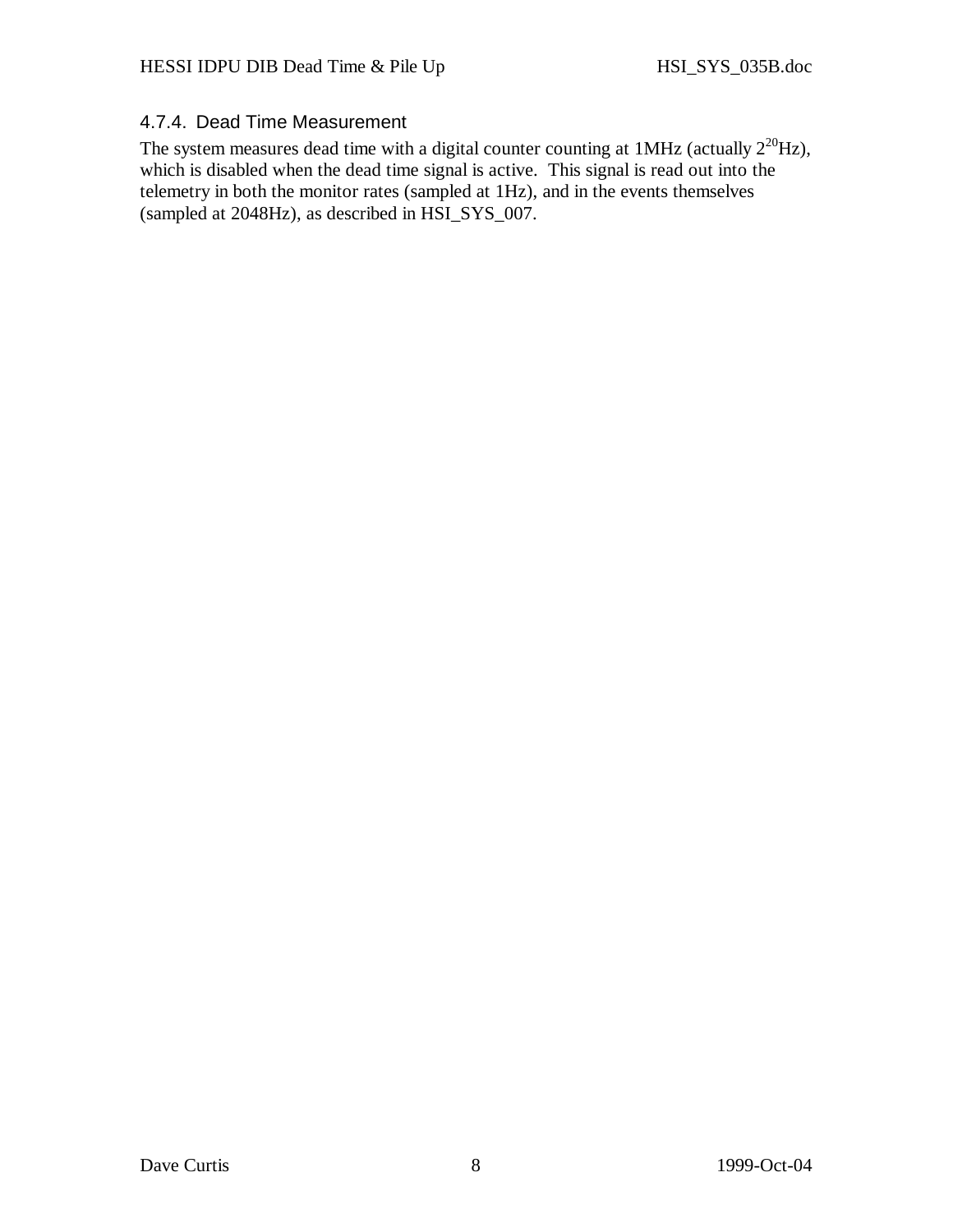#### 4.7.4. Dead Time Measurement

The system measures dead time with a digital counter counting at 1MHz (actually $2^{20}$Hz), which is disabled when the dead time signal is active. This signal is read out into the telemetry in both the monitor rates (sampled at 1Hz), and in the events themselves (sampled at 2048Hz), as described in HSI_SYS_007.